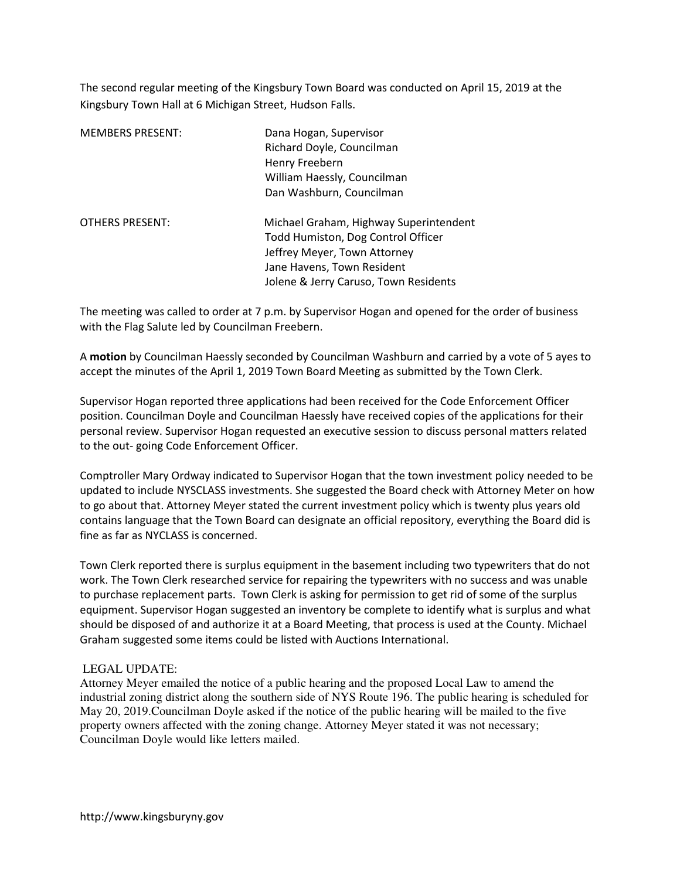The second regular meeting of the Kingsbury Town Board was conducted on April 15, 2019 at the Kingsbury Town Hall at 6 Michigan Street, Hudson Falls.

| | |
|---|---|
| MEMBERS PRESENT: | Dana Hogan, Supervisor<br>Richard Doyle, Councilman<br>Henry Freebern<br>William Haessly, Councilman<br>Dan Washburn, Councilman |
| OTHERS PRESENT: | Michael Graham, Highway Superintendent<br>Todd Humiston, Dog Control Officer<br>Jeffrey Meyer, Town Attorney<br>Jane Havens, Town Resident<br>Jolene & Jerry Caruso, Town Residents |

The meeting was called to order at 7 p.m. by Supervisor Hogan and opened for the order of business with the Flag Salute led by Councilman Freebern.

A **motion** by Councilman Haessly seconded by Councilman Washburn and carried by a vote of 5 ayes to accept the minutes of the April 1, 2019 Town Board Meeting as submitted by the Town Clerk.

Supervisor Hogan reported three applications had been received for the Code Enforcement Officer position. Councilman Doyle and Councilman Haessly have received copies of the applications for their personal review. Supervisor Hogan requested an executive session to discuss personal matters related to the out- going Code Enforcement Officer.

Comptroller Mary Ordway indicated to Supervisor Hogan that the town investment policy needed to be updated to include NYSCLASS investments. She suggested the Board check with Attorney Meter on how to go about that. Attorney Meyer stated the current investment policy which is twenty plus years old contains language that the Town Board can designate an official repository, everything the Board did is fine as far as NYCLASS is concerned.

Town Clerk reported there is surplus equipment in the basement including two typewriters that do not work. The Town Clerk researched service for repairing the typewriters with no success and was unable to purchase replacement parts. Town Clerk is asking for permission to get rid of some of the surplus equipment. Supervisor Hogan suggested an inventory be complete to identify what is surplus and what should be disposed of and authorize it at a Board Meeting, that process is used at the County. Michael Graham suggested some items could be listed with Auctions International.

LEGAL UPDATE:
Attorney Meyer emailed the notice of a public hearing and the proposed Local Law to amend the industrial zoning district along the southern side of NYS Route 196. The public hearing is scheduled for May 20, 2019.Councilman Doyle asked if the notice of the public hearing will be mailed to the five property owners affected with the zoning change. Attorney Meyer stated it was not necessary; Councilman Doyle would like letters mailed.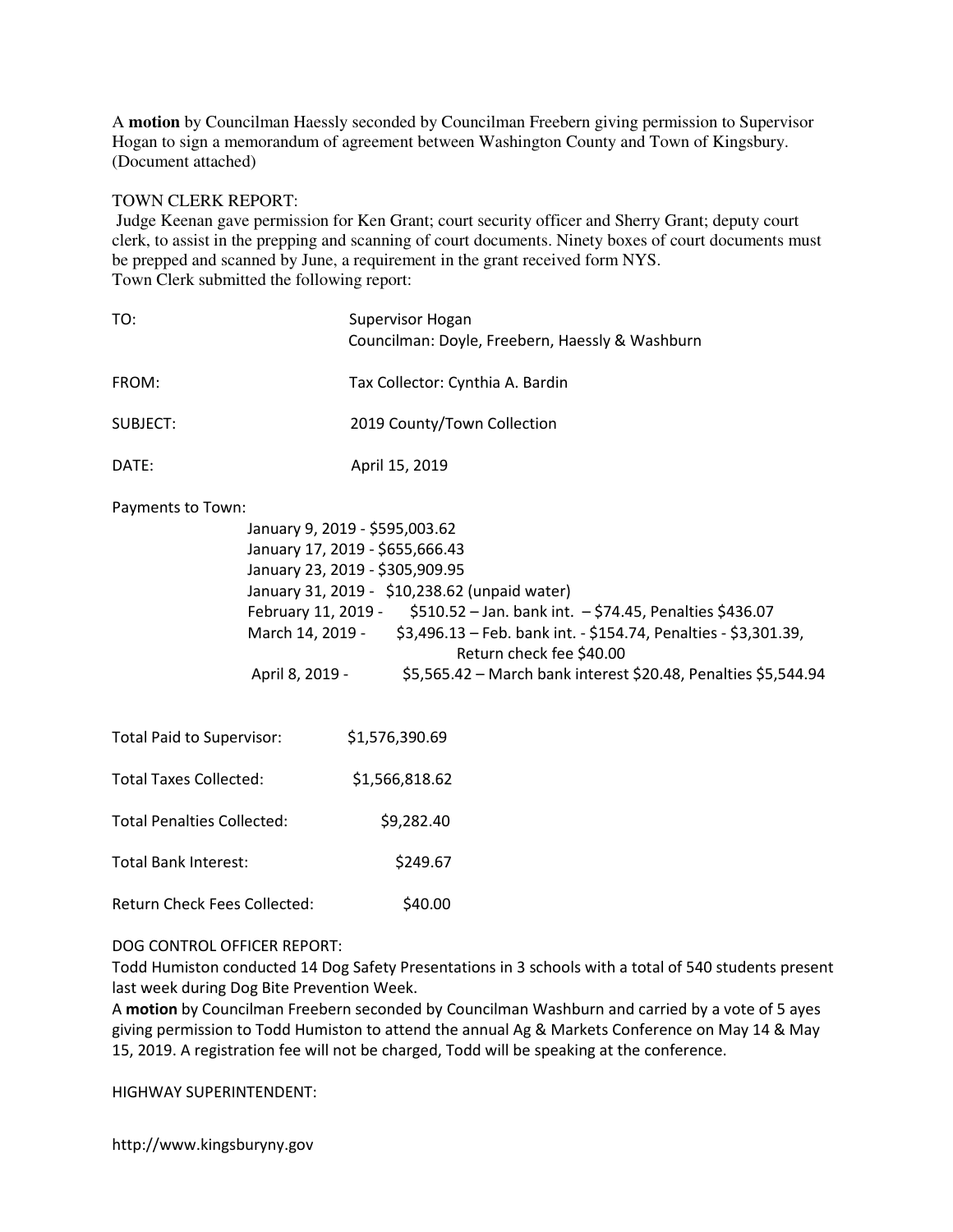A **motion** by Councilman Haessly seconded by Councilman Freebern giving permission to Supervisor Hogan to sign a memorandum of agreement between Washington County and Town of Kingsbury. (Document attached)

TOWN CLERK REPORT:

Judge Keenan gave permission for Ken Grant; court security officer and Sherry Grant; deputy court clerk, to assist in the prepping and scanning of court documents. Ninety boxes of court documents must be prepped and scanned by June, a requirement in the grant received form NYS.

Town Clerk submitted the following report:

TO: Supervisor Hogan
Councilman: Doyle, Freebern, Haessly & Washburn

FROM: Tax Collector: Cynthia A. Bardin

SUBJECT: 2019 County/Town Collection

DATE: April 15, 2019

Payments to Town:

January 9, 2019 - $595,003.62
January 17, 2019 - $655,666.43
January 23, 2019 - $305,909.95
January 31, 2019 - $10,238.62 (unpaid water)
February 11, 2019 - $510.52 – Jan. bank int. – $74.45, Penalties $436.07
March 14, 2019 - $3,496.13 – Feb. bank int. - $154.74, Penalties - $3,301.39, Return check fee $40.00
April 8, 2019 - $5,565.42 – March bank interest $20.48, Penalties $5,544.94

| | |
|---|---|
| Total Paid to Supervisor: | $1,576,390.69 |
| Total Taxes Collected: | $1,566,818.62 |
| Total Penalties Collected: | $9,282.40 |
| Total Bank Interest: | $249.67 |
| Return Check Fees Collected: | $40.00 |

DOG CONTROL OFFICER REPORT:

Todd Humiston conducted 14 Dog Safety Presentations in 3 schools with a total of 540 students present last week during Dog Bite Prevention Week.

A **motion** by Councilman Freebern seconded by Councilman Washburn and carried by a vote of 5 ayes giving permission to Todd Humiston to attend the annual Ag & Markets Conference on May 14 & May 15, 2019. A registration fee will not be charged, Todd will be speaking at the conference.

HIGHWAY SUPERINTENDENT: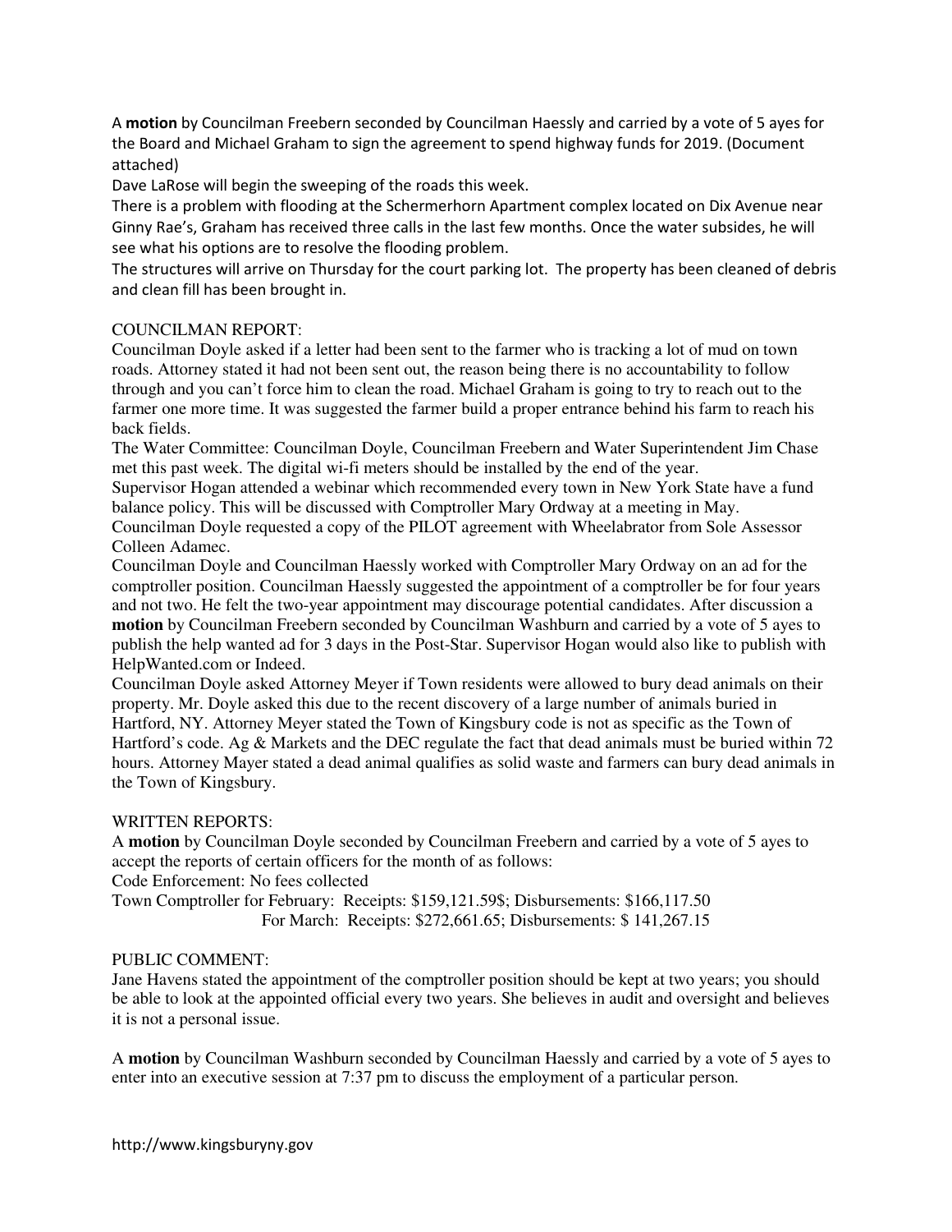A **motion** by Councilman Freebern seconded by Councilman Haessly and carried by a vote of 5 ayes for the Board and Michael Graham to sign the agreement to spend highway funds for 2019. (Document attached)

Dave LaRose will begin the sweeping of the roads this week.

There is a problem with flooding at the Schermerhorn Apartment complex located on Dix Avenue near Ginny Rae's, Graham has received three calls in the last few months. Once the water subsides, he will see what his options are to resolve the flooding problem.

The structures will arrive on Thursday for the court parking lot. The property has been cleaned of debris and clean fill has been brought in.

COUNCILMAN REPORT:

Councilman Doyle asked if a letter had been sent to the farmer who is tracking a lot of mud on town roads. Attorney stated it had not been sent out, the reason being there is no accountability to follow through and you can't force him to clean the road. Michael Graham is going to try to reach out to the farmer one more time. It was suggested the farmer build a proper entrance behind his farm to reach his back fields.

The Water Committee: Councilman Doyle, Councilman Freebern and Water Superintendent Jim Chase met this past week. The digital wi-fi meters should be installed by the end of the year.

Supervisor Hogan attended a webinar which recommended every town in New York State have a fund balance policy. This will be discussed with Comptroller Mary Ordway at a meeting in May.

Councilman Doyle requested a copy of the PILOT agreement with Wheelabrator from Sole Assessor Colleen Adamec.

Councilman Doyle and Councilman Haessly worked with Comptroller Mary Ordway on an ad for the comptroller position. Councilman Haessly suggested the appointment of a comptroller be for four years and not two. He felt the two-year appointment may discourage potential candidates. After discussion a **motion** by Councilman Freebern seconded by Councilman Washburn and carried by a vote of 5 ayes to publish the help wanted ad for 3 days in the Post-Star. Supervisor Hogan would also like to publish with HelpWanted.com or Indeed.

Councilman Doyle asked Attorney Meyer if Town residents were allowed to bury dead animals on their property. Mr. Doyle asked this due to the recent discovery of a large number of animals buried in Hartford, NY. Attorney Meyer stated the Town of Kingsbury code is not as specific as the Town of Hartford's code. Ag & Markets and the DEC regulate the fact that dead animals must be buried within 72 hours. Attorney Mayer stated a dead animal qualifies as solid waste and farmers can bury dead animals in the Town of Kingsbury.

WRITTEN REPORTS:

A **motion** by Councilman Doyle seconded by Councilman Freebern and carried by a vote of 5 ayes to accept the reports of certain officers for the month of as follows:

Code Enforcement: No fees collected

Town Comptroller for February: Receipts: $159,121.59$; Disbursements: $166,117.50

For March: Receipts: $272,661.65; Disbursements: $ 141,267.15

PUBLIC COMMENT:

Jane Havens stated the appointment of the comptroller position should be kept at two years; you should be able to look at the appointed official every two years. She believes in audit and oversight and believes it is not a personal issue.

A **motion** by Councilman Washburn seconded by Councilman Haessly and carried by a vote of 5 ayes to enter into an executive session at 7:37 pm to discuss the employment of a particular person.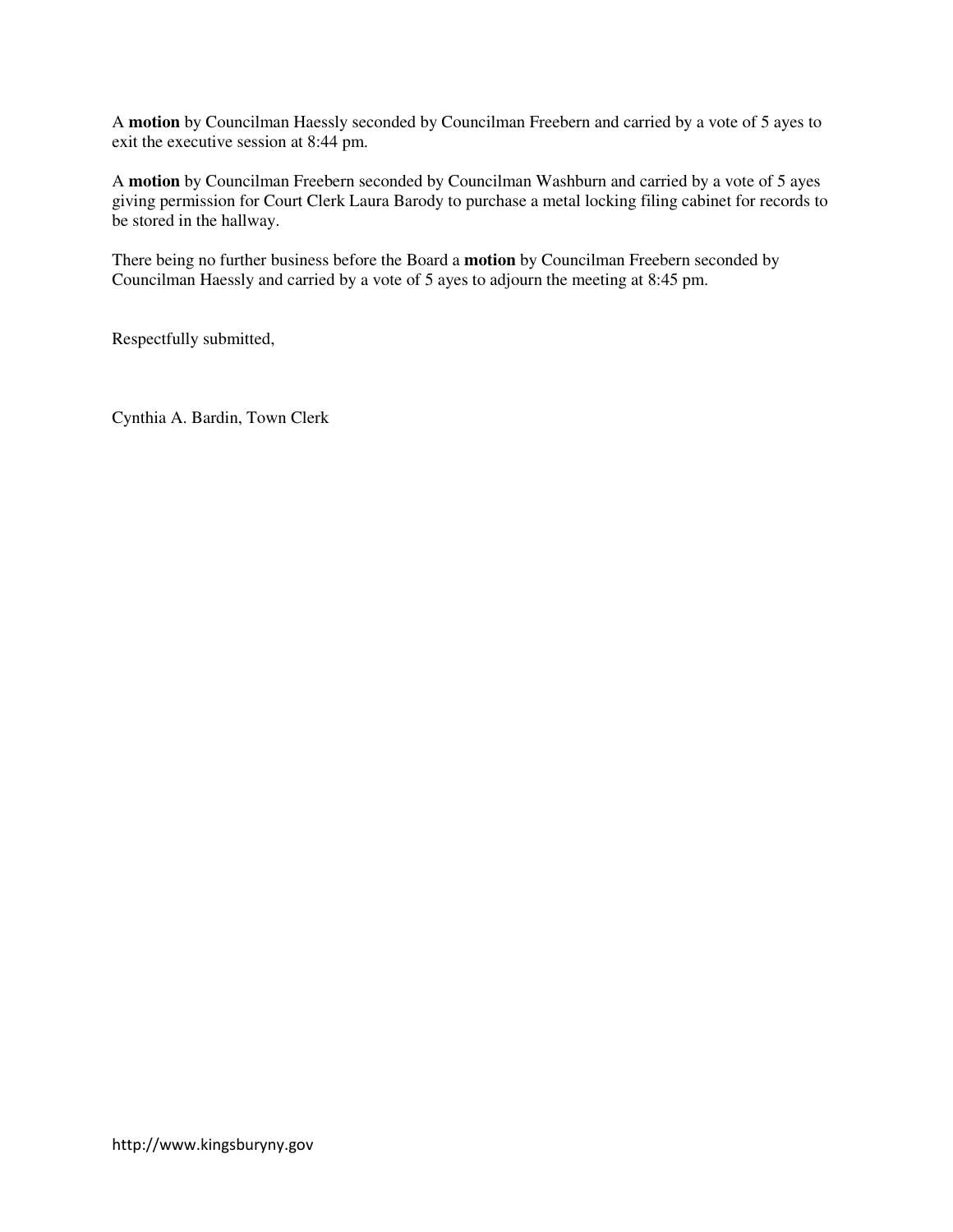A **motion** by Councilman Haessly seconded by Councilman Freebern and carried by a vote of 5 ayes to exit the executive session at 8:44 pm.

A **motion** by Councilman Freebern seconded by Councilman Washburn and carried by a vote of 5 ayes giving permission for Court Clerk Laura Barody to purchase a metal locking filing cabinet for records to be stored in the hallway.

There being no further business before the Board a **motion** by Councilman Freebern seconded by Councilman Haessly and carried by a vote of 5 ayes to adjourn the meeting at 8:45 pm.

Respectfully submitted,

Cynthia A. Bardin, Town Clerk